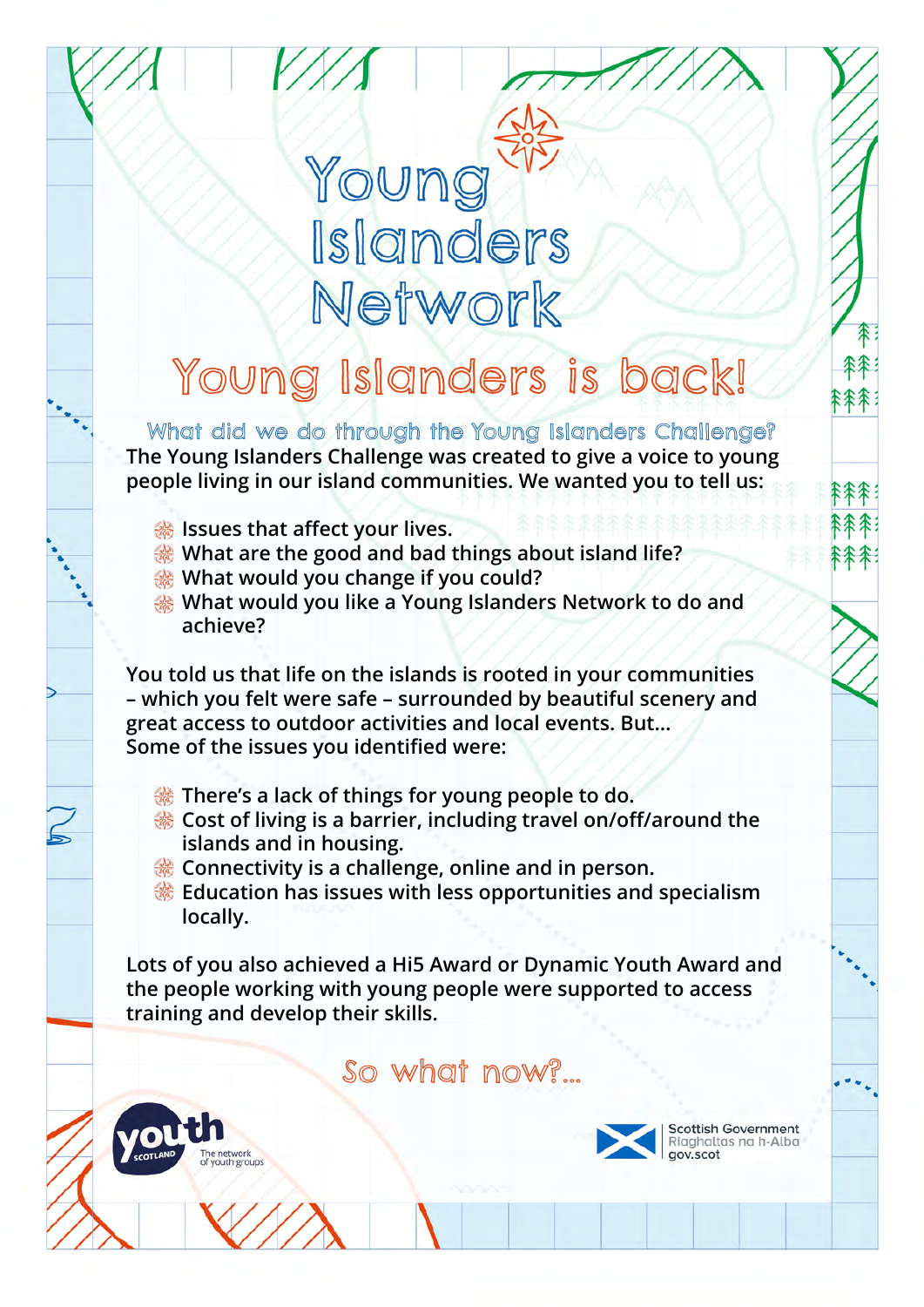# Young Islanders Network

## Young Islanders is back!

### What did we do through the Young Islanders Challenge?

The Young Islanders Challenge was created to give a voice to young people living in our island communities. We wanted you to tell us:

- Issues that affect your lives.
- What are the good and bad things about island life?
- What would you change if you could?
- What would you like a Young Islanders Network to do and achieve?

You told us that life on the islands is rooted in your communities – which you felt were safe – surrounded by beautiful scenery and great access to outdoor activities and local events. But...
Some of the issues you identified were:

- There's a lack of things for young people to do.
- Cost of living is a barrier, including travel on/off/around the islands and in housing.
- Connectivity is a challenge, online and in person.
- Education has issues with less opportunities and specialism locally.

Lots of you also achieved a Hi5 Award or Dynamic Youth Award and the people working with young people were supported to access training and develop their skills.

### So what now?...

youth SCOTLAND – The network of youth groups

Scottish Government
Riaghaltas na h-Alba
gov.scot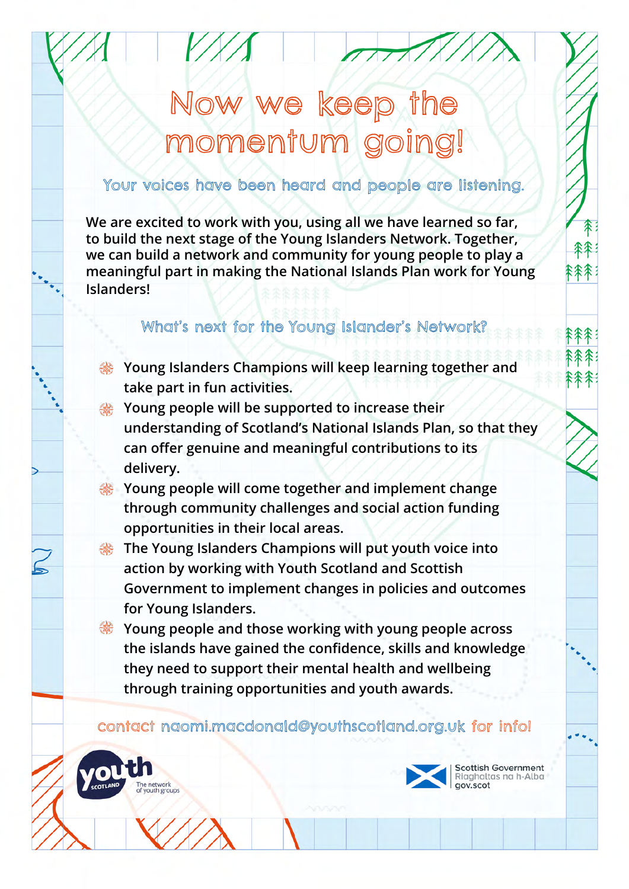# Now we keep the momentum going!

## Your voices have been heard and people are listening.

We are excited to work with you, using all we have learned so far, to build the next stage of the Young Islanders Network. Together, we can build a network and community for young people to play a meaningful part in making the National Islands Plan work for Young Islanders!

## What's next for the Young Islander's Network?

- Young Islanders Champions will keep learning together and take part in fun activities.
- Young people will be supported to increase their understanding of Scotland's National Islands Plan, so that they can offer genuine and meaningful contributions to its delivery.
- Young people will come together and implement change through community challenges and social action funding opportunities in their local areas.
- The Young Islanders Champions will put youth voice into action by working with Youth Scotland and Scottish Government to implement changes in policies and outcomes for Young Islanders.
- Young people and those working with young people across the islands have gained the confidence, skills and knowledge they need to support their mental health and wellbeing through training opportunities and youth awards.

contact naomi.macdonald@youthscotland.org.uk for info!

youth SCOTLAND The network of youth groups

Scottish Government
Riaghaltas na h-Alba
gov.scot